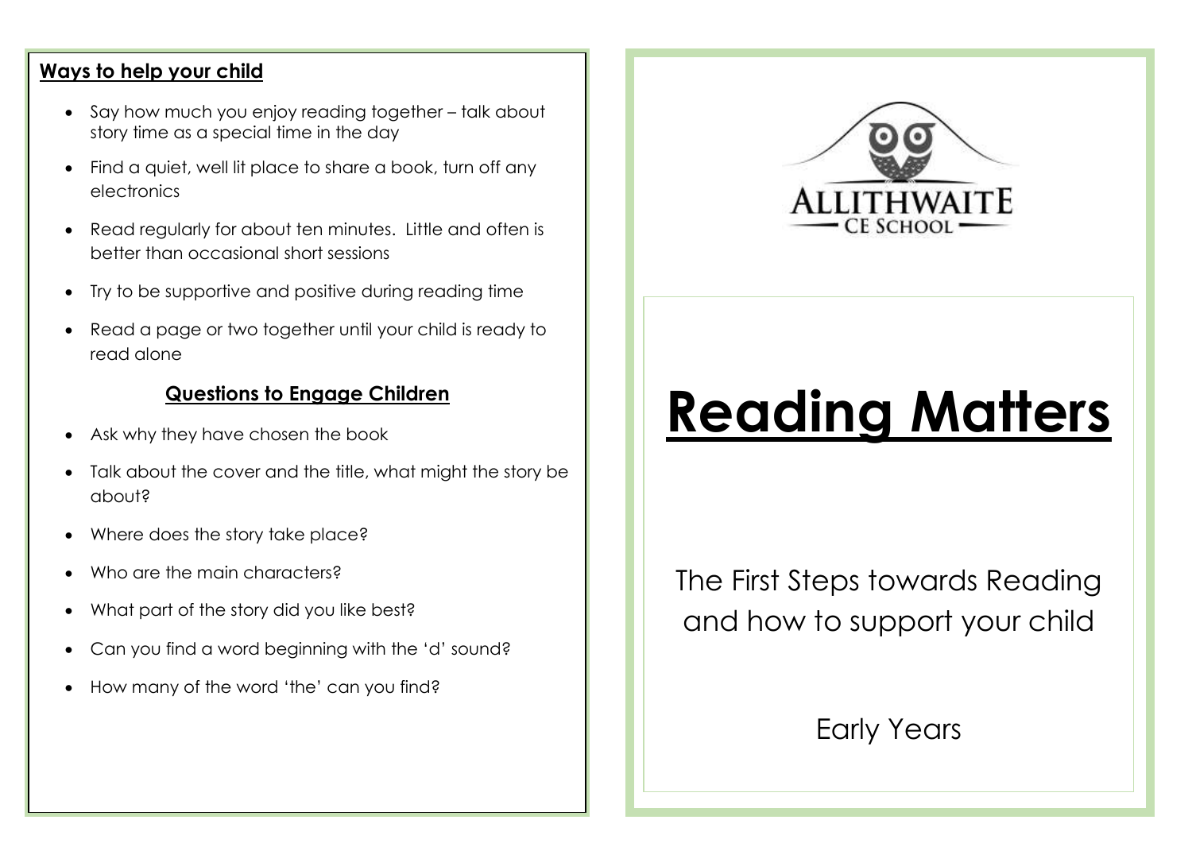## Ways to help your child

- Say how much you enjoy reading together – talk about story time as a special time in the day
- Find a quiet, well lit place to share a book, turn off any electronics
- Read regularly for about ten minutes. Little and often is better than occasional short sessions
- Try to be supportive and positive during reading time
- Read a page or two together until your child is ready to read alone

### Questions to Engage Children

- Ask why they have chosen the book
- Talk about the cover and the title, what might the story be about?
- Where does the story take place?
- Who are the main characters?
- What part of the story did you like best?
- Can you find a word beginning with the 'd' sound?
- How many of the word 'the' can you find?

ALLITHWAITE CE SCHOOL

# Reading Matters

The First Steps towards Reading and how to support your child

Early Years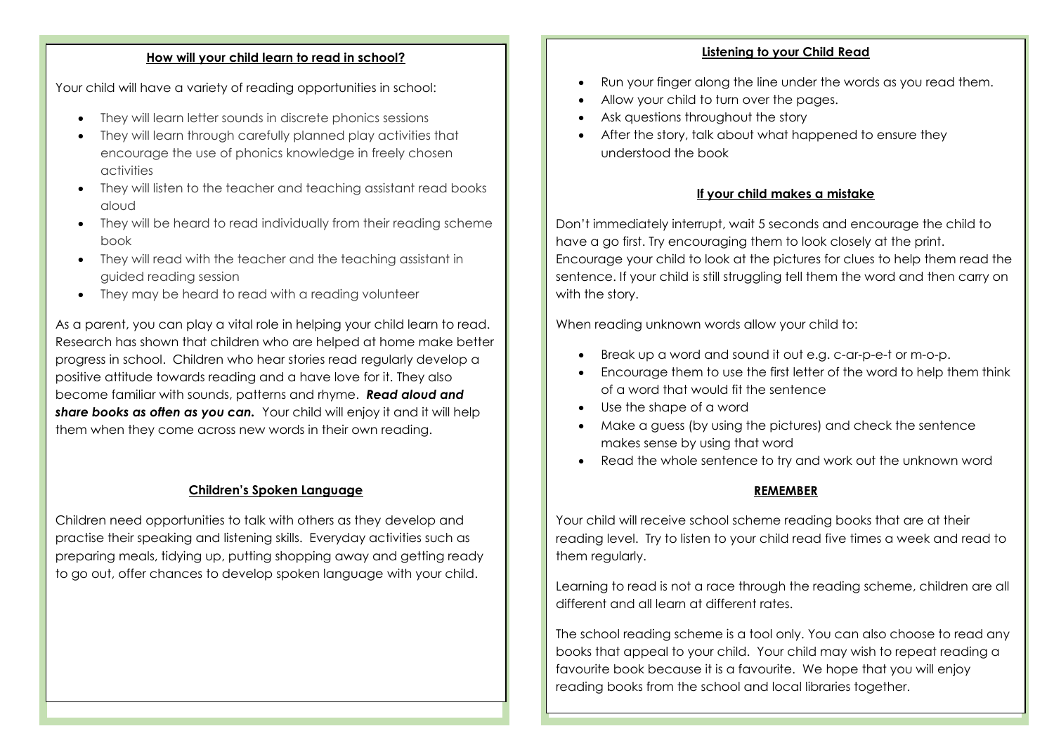## How will your child learn to read in school?

Your child will have a variety of reading opportunities in school:

- They will learn letter sounds in discrete phonics sessions
- They will learn through carefully planned play activities that encourage the use of phonics knowledge in freely chosen activities
- They will listen to the teacher and teaching assistant read books aloud
- They will be heard to read individually from their reading scheme book
- They will read with the teacher and the teaching assistant in guided reading session
- They may be heard to read with a reading volunteer

As a parent, you can play a vital role in helping your child learn to read. Research has shown that children who are helped at home make better progress in school. Children who hear stories read regularly develop a positive attitude towards reading and a have love for it. They also become familiar with sounds, patterns and rhyme. ***Read aloud and share books as often as you can.*** Your child will enjoy it and it will help them when they come across new words in their own reading.

## Children's Spoken Language

Children need opportunities to talk with others as they develop and practise their speaking and listening skills. Everyday activities such as preparing meals, tidying up, putting shopping away and getting ready to go out, offer chances to develop spoken language with your child.

## Listening to your Child Read

- Run your finger along the line under the words as you read them.
- Allow your child to turn over the pages.
- Ask questions throughout the story
- After the story, talk about what happened to ensure they understood the book

## If your child makes a mistake

Don't immediately interrupt, wait 5 seconds and encourage the child to have a go first. Try encouraging them to look closely at the print. Encourage your child to look at the pictures for clues to help them read the sentence. If your child is still struggling tell them the word and then carry on with the story.

When reading unknown words allow your child to:

- Break up a word and sound it out e.g. c-ar-p-e-t or m-o-p.
- Encourage them to use the first letter of the word to help them think of a word that would fit the sentence
- Use the shape of a word
- Make a guess (by using the pictures) and check the sentence makes sense by using that word
- Read the whole sentence to try and work out the unknown word

## REMEMBER

Your child will receive school scheme reading books that are at their reading level. Try to listen to your child read five times a week and read to them regularly.

Learning to read is not a race through the reading scheme, children are all different and all learn at different rates.

The school reading scheme is a tool only. You can also choose to read any books that appeal to your child. Your child may wish to repeat reading a favourite book because it is a favourite. We hope that you will enjoy reading books from the school and local libraries together.